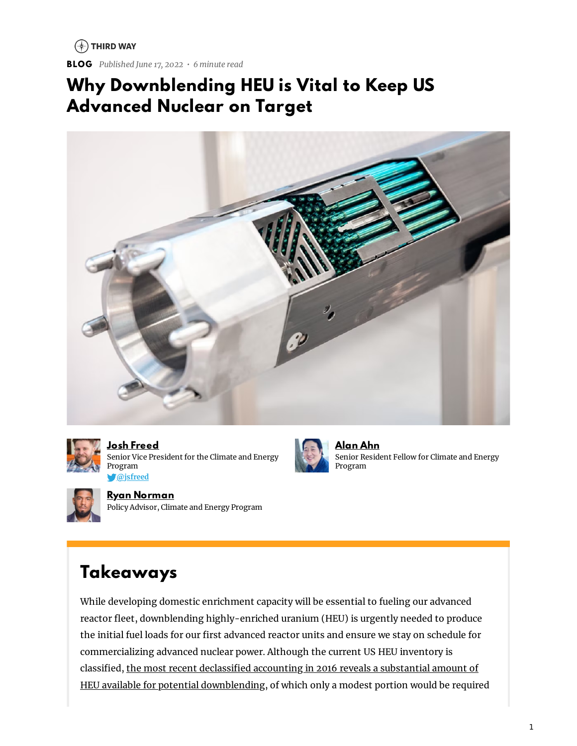THIRD WAY

**BLOG** *Published June 17, 2022 • 6 minute read*

# Why Downblending HEU is Vital to Keep US Advanced Nuclear on Target

**Josh Freed**
Senior Vice President for the Climate and Energy Program
@jsfreed

**Alan Ahn**
Senior Resident Fellow for Climate and Energy Program

**Ryan Norman**
Policy Advisor, Climate and Energy Program

## Takeaways

While developing domestic enrichment capacity will be essential to fueling our advanced reactor fleet, downblending highly-enriched uranium (HEU) is urgently needed to produce the initial fuel loads for our first advanced reactor units and ensure we stay on schedule for commercializing advanced nuclear power. Although the current US HEU inventory is classified, the most recent declassified accounting in 2016 reveals a substantial amount of HEU available for potential downblending, of which only a modest portion would be required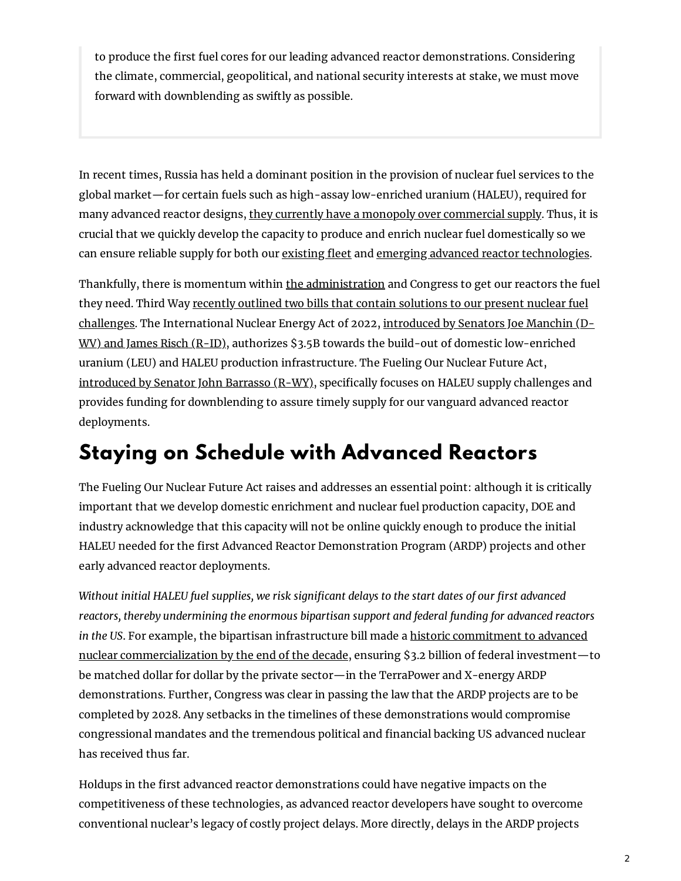to produce the first fuel cores for our leading advanced reactor demonstrations. Considering the climate, commercial, geopolitical, and national security interests at stake, we must move forward with downblending as swiftly as possible.

In recent times, Russia has held a dominant position in the provision of nuclear fuel services to the global market—for certain fuels such as high-assay low-enriched uranium (HALEU), required for many advanced reactor designs, they currently have a monopoly over commercial supply. Thus, it is crucial that we quickly develop the capacity to produce and enrich nuclear fuel domestically so we can ensure reliable supply for both our existing fleet and emerging advanced reactor technologies.

Thankfully, there is momentum within the administration and Congress to get our reactors the fuel they need. Third Way recently outlined two bills that contain solutions to our present nuclear fuel challenges. The International Nuclear Energy Act of 2022, introduced by Senators Joe Manchin (D-WV) and James Risch (R-ID), authorizes $3.5B towards the build-out of domestic low-enriched uranium (LEU) and HALEU production infrastructure. The Fueling Our Nuclear Future Act, introduced by Senator John Barrasso (R-WY), specifically focuses on HALEU supply challenges and provides funding for downblending to assure timely supply for our vanguard advanced reactor deployments.

## Staying on Schedule with Advanced Reactors

The Fueling Our Nuclear Future Act raises and addresses an essential point: although it is critically important that we develop domestic enrichment and nuclear fuel production capacity, DOE and industry acknowledge that this capacity will not be online quickly enough to produce the initial HALEU needed for the first Advanced Reactor Demonstration Program (ARDP) projects and other early advanced reactor deployments.

*Without initial HALEU fuel supplies, we risk significant delays to the start dates of our first advanced reactors, thereby undermining the enormous bipartisan support and federal funding for advanced reactors in the US*. For example, the bipartisan infrastructure bill made a historic commitment to advanced nuclear commercialization by the end of the decade, ensuring $3.2 billion of federal investment—to be matched dollar for dollar by the private sector—in the TerraPower and X-energy ARDP demonstrations. Further, Congress was clear in passing the law that the ARDP projects are to be completed by 2028. Any setbacks in the timelines of these demonstrations would compromise congressional mandates and the tremendous political and financial backing US advanced nuclear has received thus far.

Holdups in the first advanced reactor demonstrations could have negative impacts on the competitiveness of these technologies, as advanced reactor developers have sought to overcome conventional nuclear's legacy of costly project delays. More directly, delays in the ARDP projects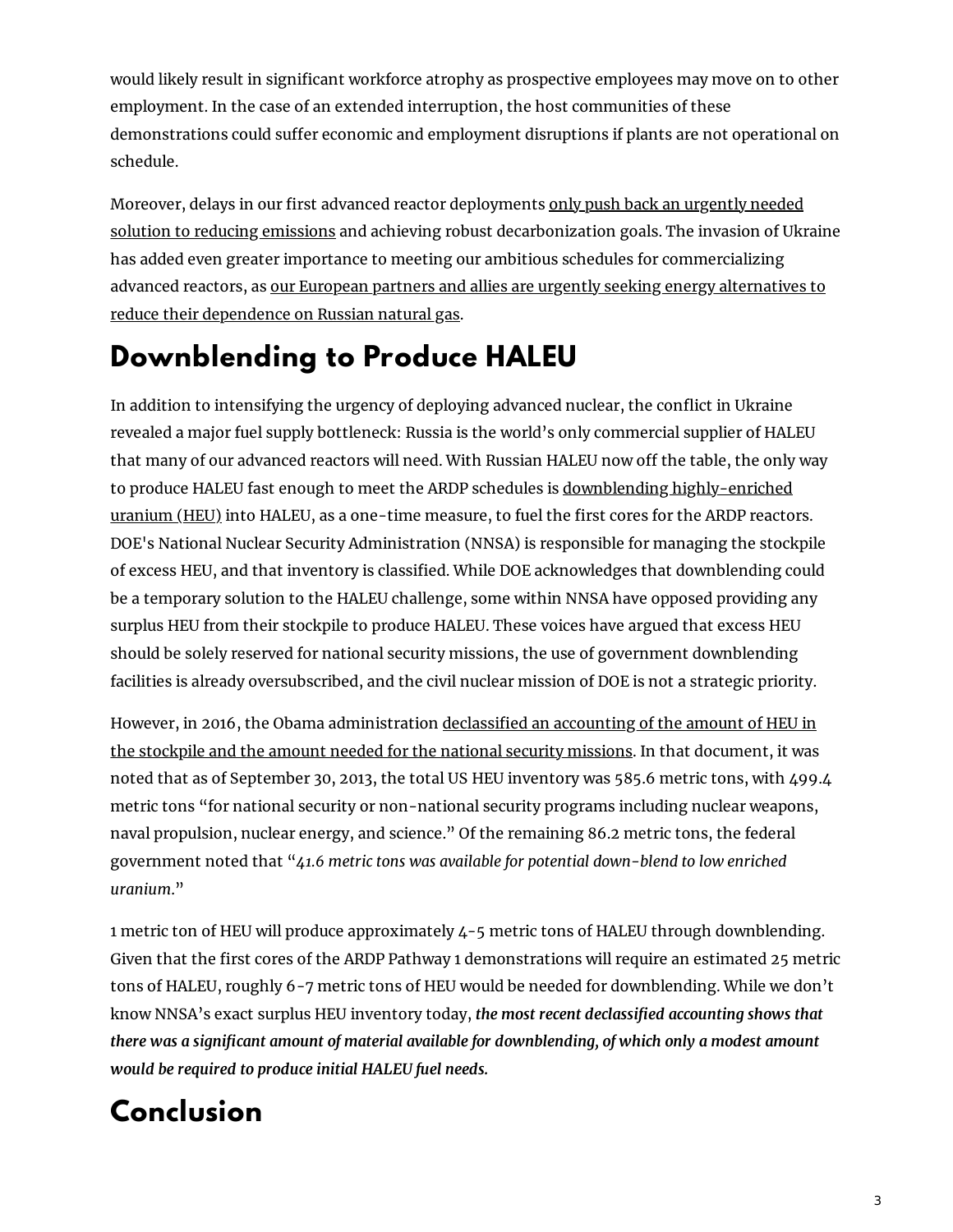would likely result in significant workforce atrophy as prospective employees may move on to other employment. In the case of an extended interruption, the host communities of these demonstrations could suffer economic and employment disruptions if plants are not operational on schedule.

Moreover, delays in our first advanced reactor deployments only push back an urgently needed solution to reducing emissions and achieving robust decarbonization goals. The invasion of Ukraine has added even greater importance to meeting our ambitious schedules for commercializing advanced reactors, as our European partners and allies are urgently seeking energy alternatives to reduce their dependence on Russian natural gas.

## Downblending to Produce HALEU

In addition to intensifying the urgency of deploying advanced nuclear, the conflict in Ukraine revealed a major fuel supply bottleneck: Russia is the world's only commercial supplier of HALEU that many of our advanced reactors will need. With Russian HALEU now off the table, the only way to produce HALEU fast enough to meet the ARDP schedules is downblending highly-enriched uranium (HEU) into HALEU, as a one-time measure, to fuel the first cores for the ARDP reactors. DOE's National Nuclear Security Administration (NNSA) is responsible for managing the stockpile of excess HEU, and that inventory is classified. While DOE acknowledges that downblending could be a temporary solution to the HALEU challenge, some within NNSA have opposed providing any surplus HEU from their stockpile to produce HALEU. These voices have argued that excess HEU should be solely reserved for national security missions, the use of government downblending facilities is already oversubscribed, and the civil nuclear mission of DOE is not a strategic priority.

However, in 2016, the Obama administration declassified an accounting of the amount of HEU in the stockpile and the amount needed for the national security missions. In that document, it was noted that as of September 30, 2013, the total US HEU inventory was 585.6 metric tons, with 499.4 metric tons "for national security or non-national security programs including nuclear weapons, naval propulsion, nuclear energy, and science." Of the remaining 86.2 metric tons, the federal government noted that "*41.6 metric tons was available for potential down-blend to low enriched uranium.*"

1 metric ton of HEU will produce approximately 4-5 metric tons of HALEU through downblending. Given that the first cores of the ARDP Pathway 1 demonstrations will require an estimated 25 metric tons of HALEU, roughly 6-7 metric tons of HEU would be needed for downblending. While we don't know NNSA's exact surplus HEU inventory today, ***the most recent declassified accounting shows that there was a significant amount of material available for downblending, of which only a modest amount would be required to produce initial HALEU fuel needs.***

## Conclusion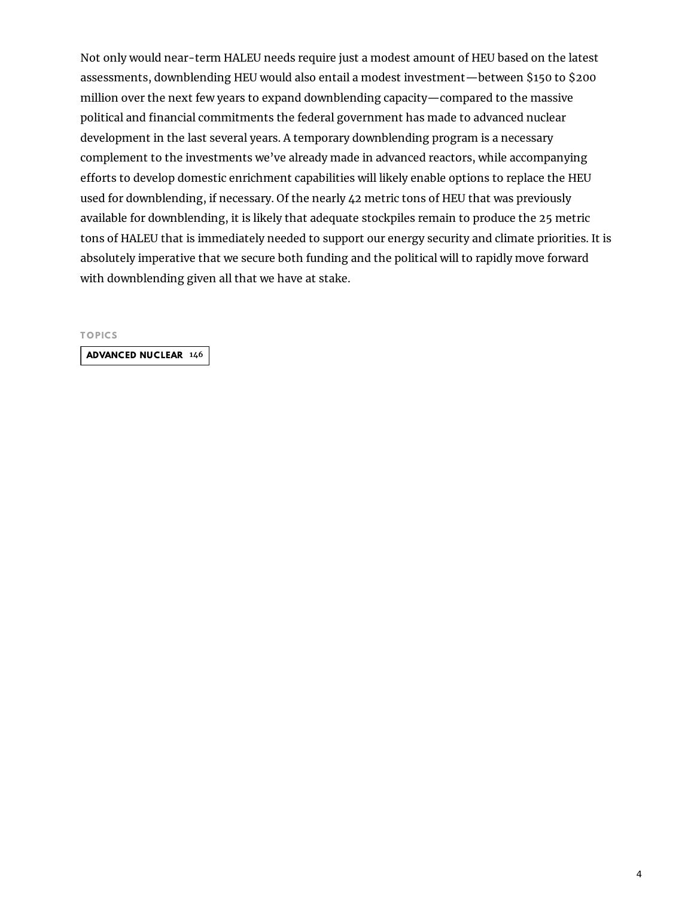Not only would near-term HALEU needs require just a modest amount of HEU based on the latest assessments, downblending HEU would also entail a modest investment—between $150 to $200 million over the next few years to expand downblending capacity—compared to the massive political and financial commitments the federal government has made to advanced nuclear development in the last several years. A temporary downblending program is a necessary complement to the investments we've already made in advanced reactors, while accompanying efforts to develop domestic enrichment capabilities will likely enable options to replace the HEU used for downblending, if necessary. Of the nearly 42 metric tons of HEU that was previously available for downblending, it is likely that adequate stockpiles remain to produce the 25 metric tons of HALEU that is immediately needed to support our energy security and climate priorities. It is absolutely imperative that we secure both funding and the political will to rapidly move forward with downblending given all that we have at stake.

TOPICS

ADVANCED NUCLEAR 146